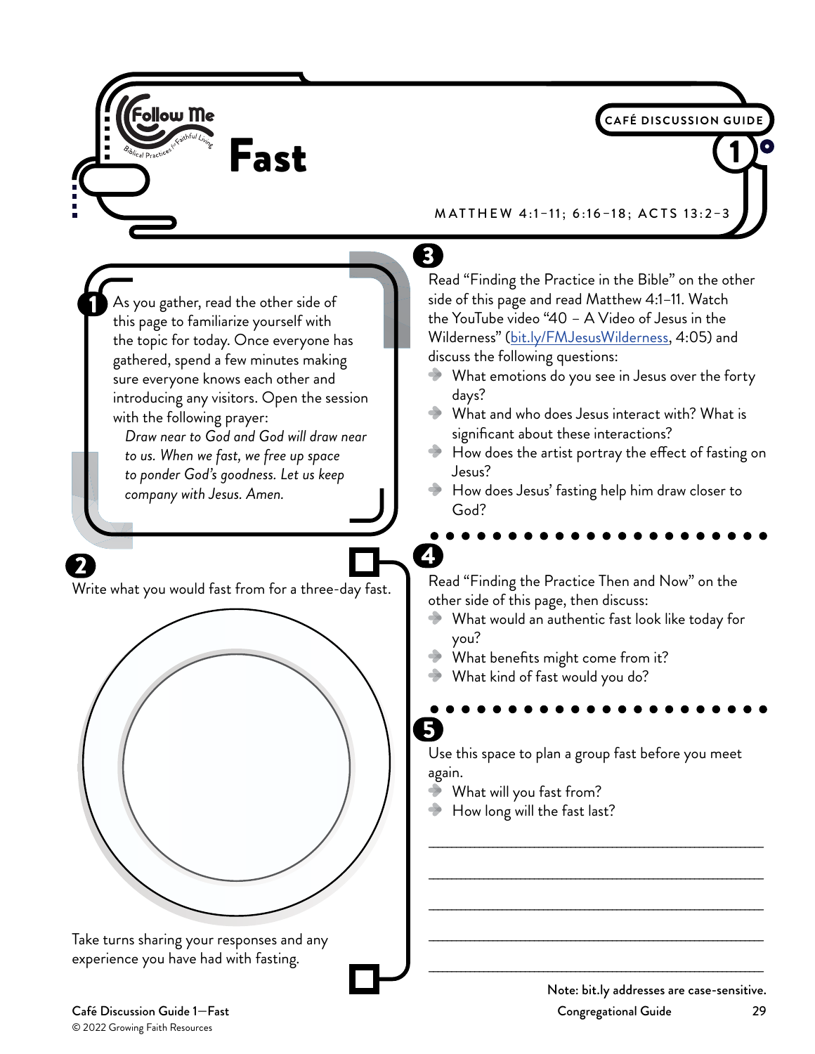# Fast

CAFÉ DISCUSSION GUIDE 1

MATTHEW 4:1–11; 6:16–18; ACTS 13:2–3

**1** As you gather, read the other side of this page to familiarize yourself with the topic for today. Once everyone has gathered, spend a few minutes making sure everyone knows each other and introducing any visitors. Open the session with the following prayer:

*Draw near to God and God will draw near to us. When we fast, we free up space to ponder God's goodness. Let us keep company with Jesus. Amen.*

**2** Write what you would fast from for a three-day fast.

Take turns sharing your responses and any experience you have had with fasting.

**3** Read "Finding the Practice in the Bible" on the other side of this page and read Matthew 4:1–11. Watch the YouTube video "40 – A Video of Jesus in the Wilderness" (bit.ly/FMJesusWilderness, 4:05) and discuss the following questions:

- What emotions do you see in Jesus over the forty days?
- What and who does Jesus interact with? What is significant about these interactions?
- How does the artist portray the effect of fasting on Jesus?
- How does Jesus' fasting help him draw closer to God?

**4** Read "Finding the Practice Then and Now" on the other side of this page, then discuss:

- What would an authentic fast look like today for you?
- What benefits might come from it?
- What kind of fast would you do?

**5** Use this space to plan a group fast before you meet again.

- What will you fast from?
- How long will the fast last?

\_\_\_\_\_\_\_\_\_\_\_\_\_\_\_\_\_\_\_\_\_\_\_\_\_\_\_\_\_\_\_\_\_\_\_\_\_\_\_\_

\_\_\_\_\_\_\_\_\_\_\_\_\_\_\_\_\_\_\_\_\_\_\_\_\_\_\_\_\_\_\_\_\_\_\_\_\_\_\_\_

\_\_\_\_\_\_\_\_\_\_\_\_\_\_\_\_\_\_\_\_\_\_\_\_\_\_\_\_\_\_\_\_\_\_\_\_\_\_\_\_

\_\_\_\_\_\_\_\_\_\_\_\_\_\_\_\_\_\_\_\_\_\_\_\_\_\_\_\_\_\_\_\_\_\_\_\_\_\_\_\_

\_\_\_\_\_\_\_\_\_\_\_\_\_\_\_\_\_\_\_\_\_\_\_\_\_\_\_\_\_\_\_\_\_\_\_\_\_\_\_\_

**Note: bit.ly addresses are case-sensitive.**

© 2022 Growing Faith Resources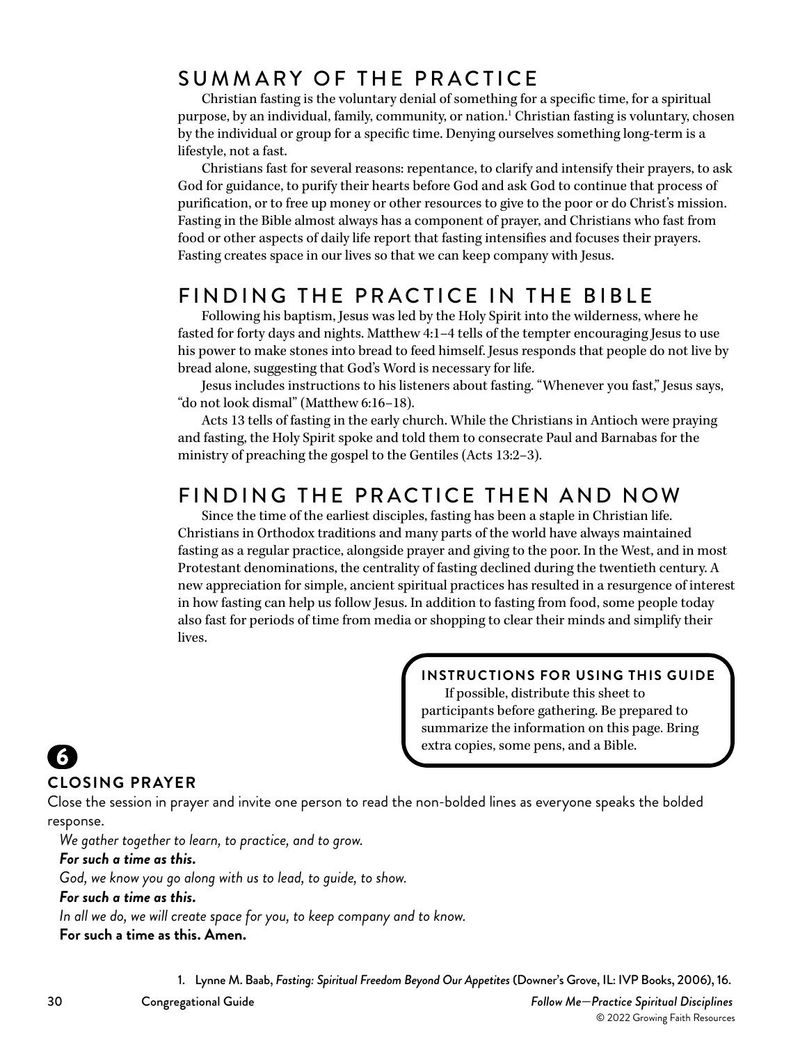## SUMMARY OF THE PRACTICE

Christian fasting is the voluntary denial of something for a specific time, for a spiritual purpose, by an individual, family, community, or nation.[1] Christian fasting is voluntary, chosen by the individual or group for a specific time. Denying ourselves something long-term is a lifestyle, not a fast.

Christians fast for several reasons: repentance, to clarify and intensify their prayers, to ask God for guidance, to purify their hearts before God and ask God to continue that process of purification, or to free up money or other resources to give to the poor or do Christ's mission. Fasting in the Bible almost always has a component of prayer, and Christians who fast from food or other aspects of daily life report that fasting intensifies and focuses their prayers. Fasting creates space in our lives so that we can keep company with Jesus.

## FINDING THE PRACTICE IN THE BIBLE

Following his baptism, Jesus was led by the Holy Spirit into the wilderness, where he fasted for forty days and nights. Matthew 4:1–4 tells of the tempter encouraging Jesus to use his power to make stones into bread to feed himself. Jesus responds that people do not live by bread alone, suggesting that God's Word is necessary for life.

Jesus includes instructions to his listeners about fasting. "Whenever you fast," Jesus says, "do not look dismal" (Matthew 6:16–18).

Acts 13 tells of fasting in the early church. While the Christians in Antioch were praying and fasting, the Holy Spirit spoke and told them to consecrate Paul and Barnabas for the ministry of preaching the gospel to the Gentiles (Acts 13:2–3).

## FINDING THE PRACTICE THEN AND NOW

Since the time of the earliest disciples, fasting has been a staple in Christian life. Christians in Orthodox traditions and many parts of the world have always maintained fasting as a regular practice, alongside prayer and giving to the poor. In the West, and in most Protestant denominations, the centrality of fasting declined during the twentieth century. A new appreciation for simple, ancient spiritual practices has resulted in a resurgence of interest in how fasting can help us follow Jesus. In addition to fasting from food, some people today also fast for periods of time from media or shopping to clear their minds and simplify their lives.

**INSTRUCTIONS FOR USING THIS GUIDE**

If possible, distribute this sheet to participants before gathering. Be prepared to summarize the information on this page. Bring extra copies, some pens, and a Bible.

### 6 CLOSING PRAYER

Close the session in prayer and invite one person to read the non-bolded lines as everyone speaks the bolded response.

*We gather together to learn, to practice, and to grow.*

***For such a time as this.***

*God, we know you go along with us to lead, to guide, to show.*

***For such a time as this.***

*In all we do, we will create space for you, to keep company and to know.*

**For such a time as this. Amen.**

1. Lynne M. Baab, *Fasting: Spiritual Freedom Beyond Our Appetites* (Downer's Grove, IL: IVP Books, 2006), 16.